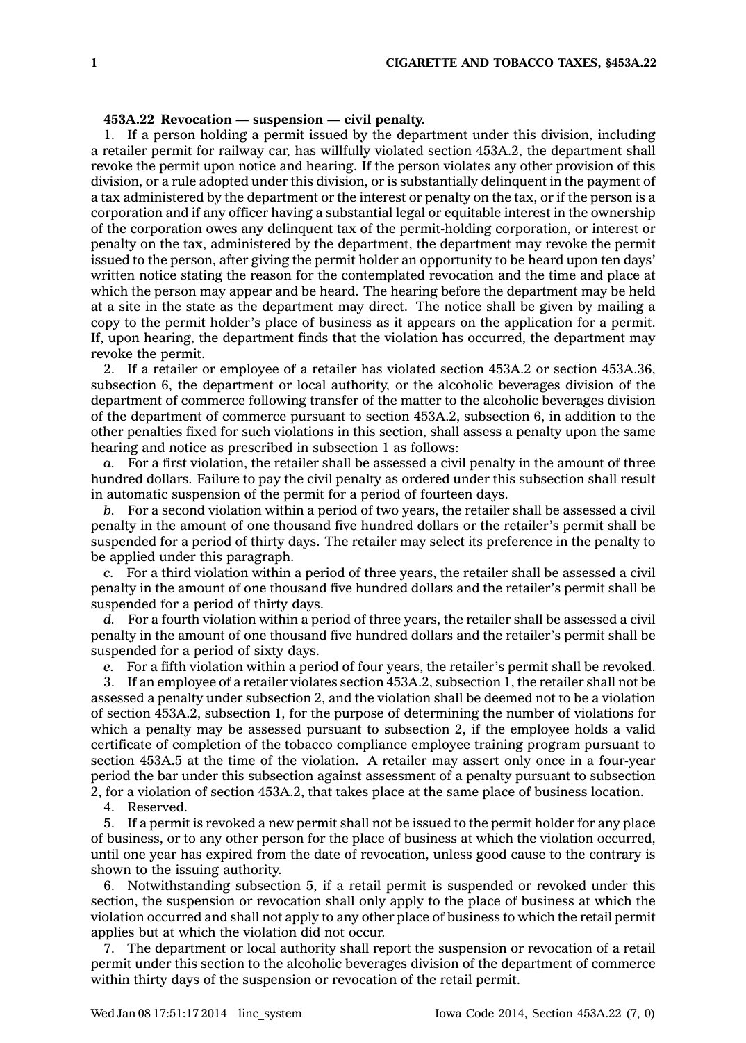**453A.22 Revocation — suspension — civil penalty.**

1. If a person holding a permit issued by the department under this division, including a retailer permit for railway car, has willfully violated section 453A.2, the department shall revoke the permit upon notice and hearing. If the person violates any other provision of this division, or a rule adopted under this division, or is substantially delinquent in the payment of a tax administered by the department or the interest or penalty on the tax, or if the person is a corporation and if any officer having a substantial legal or equitable interest in the ownership of the corporation owes any delinquent tax of the permit-holding corporation, or interest or penalty on the tax, administered by the department, the department may revoke the permit issued to the person, after giving the permit holder an opportunity to be heard upon ten days' written notice stating the reason for the contemplated revocation and the time and place at which the person may appear and be heard. The hearing before the department may be held at a site in the state as the department may direct. The notice shall be given by mailing a copy to the permit holder's place of business as it appears on the application for a permit. If, upon hearing, the department finds that the violation has occurred, the department may revoke the permit.

2. If a retailer or employee of a retailer has violated section 453A.2 or section 453A.36, subsection 6, the department or local authority, or the alcoholic beverages division of the department of commerce following transfer of the matter to the alcoholic beverages division of the department of commerce pursuant to section 453A.2, subsection 6, in addition to the other penalties fixed for such violations in this section, shall assess a penalty upon the same hearing and notice as prescribed in subsection 1 as follows:

*a.* For a first violation, the retailer shall be assessed a civil penalty in the amount of three hundred dollars. Failure to pay the civil penalty as ordered under this subsection shall result in automatic suspension of the permit for a period of fourteen days.

*b.* For a second violation within a period of two years, the retailer shall be assessed a civil penalty in the amount of one thousand five hundred dollars or the retailer's permit shall be suspended for a period of thirty days. The retailer may select its preference in the penalty to be applied under this paragraph.

*c.* For a third violation within a period of three years, the retailer shall be assessed a civil penalty in the amount of one thousand five hundred dollars and the retailer's permit shall be suspended for a period of thirty days.

*d.* For a fourth violation within a period of three years, the retailer shall be assessed a civil penalty in the amount of one thousand five hundred dollars and the retailer's permit shall be suspended for a period of sixty days.

*e.* For a fifth violation within a period of four years, the retailer's permit shall be revoked.

3. If an employee of a retailer violates section 453A.2, subsection 1, the retailer shall not be assessed a penalty under subsection 2, and the violation shall be deemed not to be a violation of section 453A.2, subsection 1, for the purpose of determining the number of violations for which a penalty may be assessed pursuant to subsection 2, if the employee holds a valid certificate of completion of the tobacco compliance employee training program pursuant to section 453A.5 at the time of the violation. A retailer may assert only once in a four-year period the bar under this subsection against assessment of a penalty pursuant to subsection 2, for a violation of section 453A.2, that takes place at the same place of business location.

4. Reserved.

5. If a permit is revoked a new permit shall not be issued to the permit holder for any place of business, or to any other person for the place of business at which the violation occurred, until one year has expired from the date of revocation, unless good cause to the contrary is shown to the issuing authority.

6. Notwithstanding subsection 5, if a retail permit is suspended or revoked under this section, the suspension or revocation shall only apply to the place of business at which the violation occurred and shall not apply to any other place of business to which the retail permit applies but at which the violation did not occur.

7. The department or local authority shall report the suspension or revocation of a retail permit under this section to the alcoholic beverages division of the department of commerce within thirty days of the suspension or revocation of the retail permit.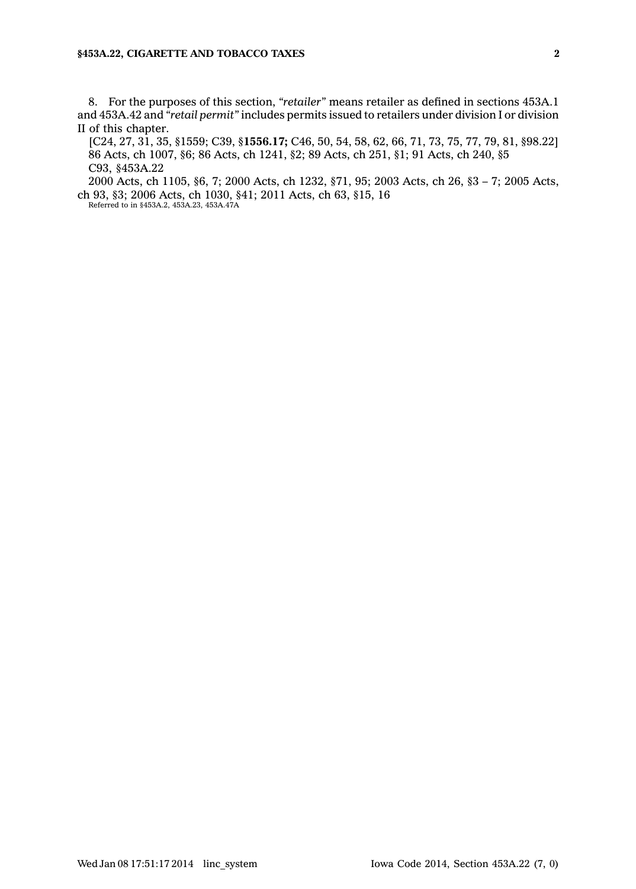8. For the purposes of this section, *"retailer"* means retailer as defined in sections 453A.1 and 453A.42 and *"retail permit"* includes permits issued to retailers under division I or division II of this chapter.

[C24, 27, 31, 35, §1559; C39, §**1556.17;** C46, 50, 54, 58, 62, 66, 71, 73, 75, 77, 79, 81, §98.22]
86 Acts, ch 1007, §6; 86 Acts, ch 1241, §2; 89 Acts, ch 251, §1; 91 Acts, ch 240, §5
C93, §453A.22
2000 Acts, ch 1105, §6, 7; 2000 Acts, ch 1232, §71, 95; 2003 Acts, ch 26, §3 – 7; 2005 Acts, ch 93, §3; 2006 Acts, ch 1030, §41; 2011 Acts, ch 63, §15, 16
Referred to in §453A.2, 453A.23, 453A.47A